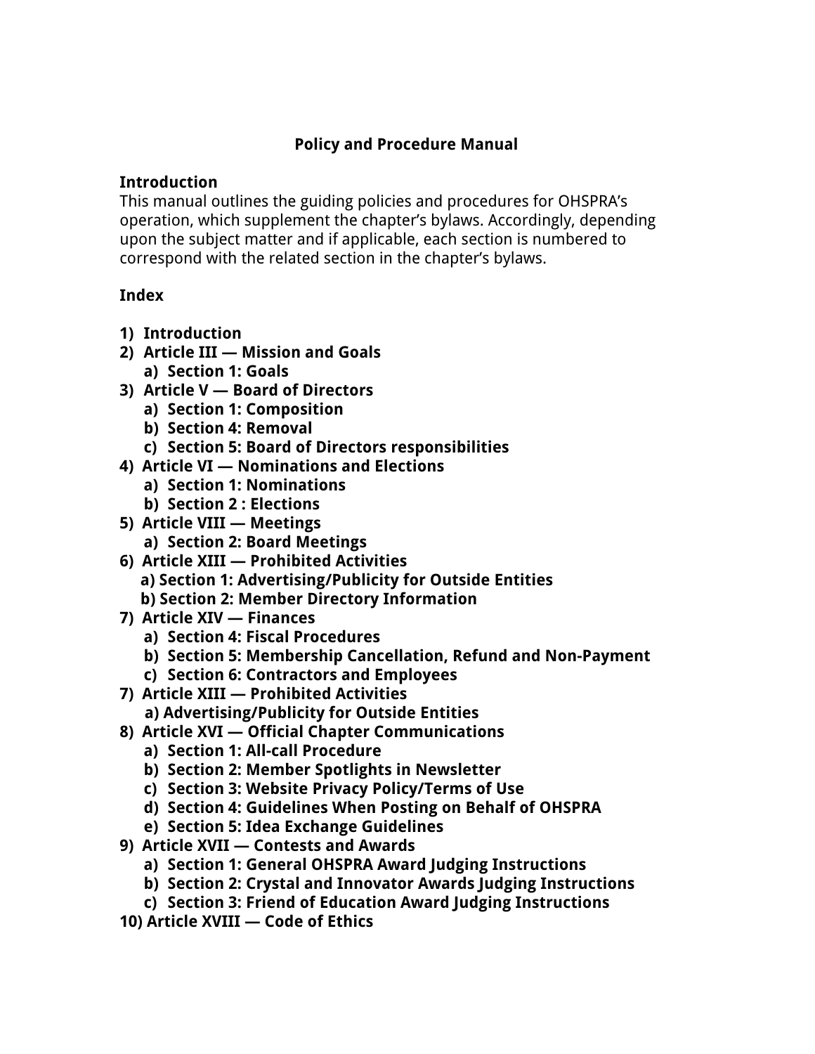# Policy and Procedure Manual

## Introduction

This manual outlines the guiding policies and procedures for OHSPRA's operation, which supplement the chapter's bylaws. Accordingly, depending upon the subject matter and if applicable, each section is numbered to correspond with the related section in the chapter's bylaws.

## Index

1) **Introduction**
2) **Article III — Mission and Goals**
   a) **Section 1: Goals**
3) **Article V — Board of Directors**
   a) **Section 1: Composition**
   b) **Section 4: Removal**
   c) **Section 5: Board of Directors responsibilities**
4) **Article VI — Nominations and Elections**
   a) **Section 1: Nominations**
   b) **Section 2 : Elections**
5) **Article VIII — Meetings**
   a) **Section 2: Board Meetings**
6) **Article XIII — Prohibited Activities**
   a) **Section 1: Advertising/Publicity for Outside Entities**
   b) **Section 2: Member Directory Information**
7) **Article XIV — Finances**
   a) **Section 4: Fiscal Procedures**
   b) **Section 5: Membership Cancellation, Refund and Non-Payment**
   c) **Section 6: Contractors and Employees**
7) **Article XIII — Prohibited Activities**
   a) **Advertising/Publicity for Outside Entities**
8) **Article XVI — Official Chapter Communications**
   a) **Section 1: All-call Procedure**
   b) **Section 2: Member Spotlights in Newsletter**
   c) **Section 3: Website Privacy Policy/Terms of Use**
   d) **Section 4: Guidelines When Posting on Behalf of OHSPRA**
   e) **Section 5: Idea Exchange Guidelines**
9) **Article XVII — Contests and Awards**
   a) **Section 1: General OHSPRA Award Judging Instructions**
   b) **Section 2: Crystal and Innovator Awards Judging Instructions**
   c) **Section 3: Friend of Education Award Judging Instructions**
10) **Article XVIII — Code of Ethics**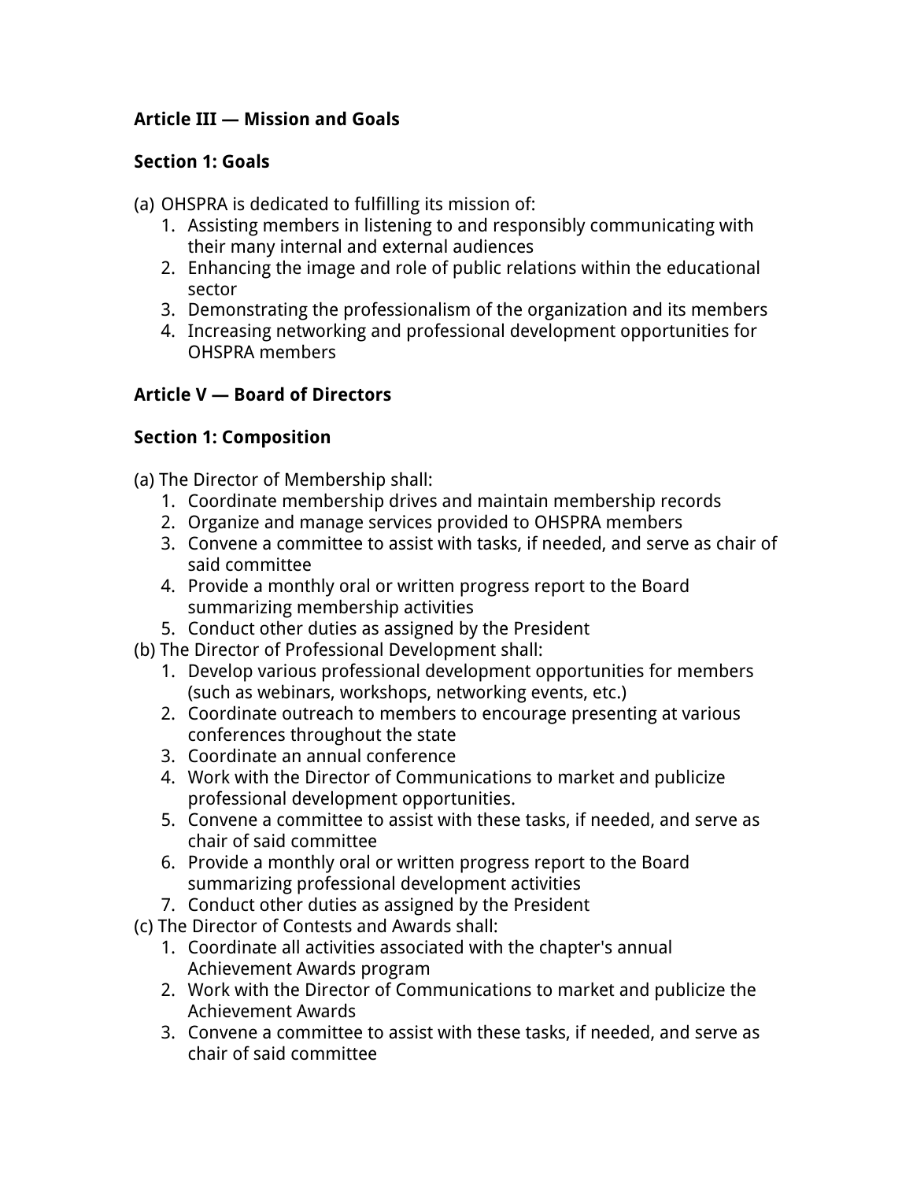**Article III — Mission and Goals**

**Section 1: Goals**

(a) OHSPRA is dedicated to fulfilling its mission of:

1. Assisting members in listening to and responsibly communicating with their many internal and external audiences
2. Enhancing the image and role of public relations within the educational sector
3. Demonstrating the professionalism of the organization and its members
4. Increasing networking and professional development opportunities for OHSPRA members

**Article V — Board of Directors**

**Section 1: Composition**

(a) The Director of Membership shall:

1. Coordinate membership drives and maintain membership records
2. Organize and manage services provided to OHSPRA members
3. Convene a committee to assist with tasks, if needed, and serve as chair of said committee
4. Provide a monthly oral or written progress report to the Board summarizing membership activities
5. Conduct other duties as assigned by the President

(b) The Director of Professional Development shall:

1. Develop various professional development opportunities for members (such as webinars, workshops, networking events, etc.)
2. Coordinate outreach to members to encourage presenting at various conferences throughout the state
3. Coordinate an annual conference
4. Work with the Director of Communications to market and publicize professional development opportunities.
5. Convene a committee to assist with these tasks, if needed, and serve as chair of said committee
6. Provide a monthly oral or written progress report to the Board summarizing professional development activities
7. Conduct other duties as assigned by the President

(c) The Director of Contests and Awards shall:

1. Coordinate all activities associated with the chapter's annual Achievement Awards program
2. Work with the Director of Communications to market and publicize the Achievement Awards
3. Convene a committee to assist with these tasks, if needed, and serve as chair of said committee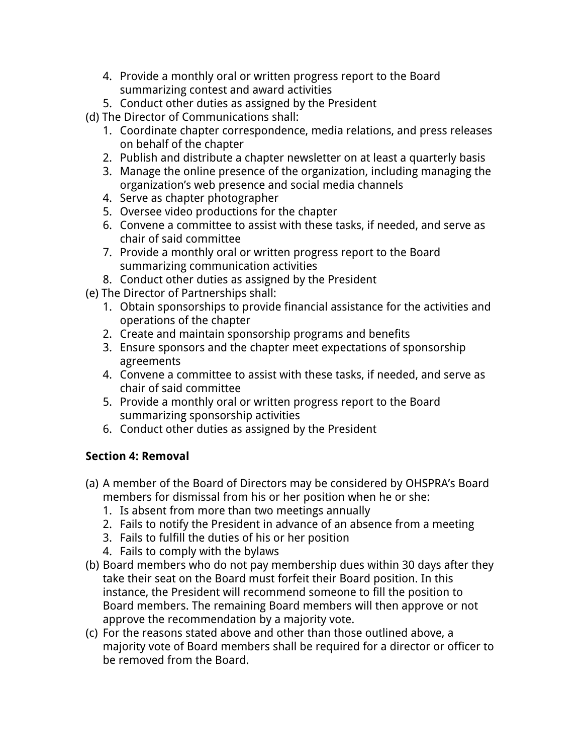4. Provide a monthly oral or written progress report to the Board summarizing contest and award activities
5. Conduct other duties as assigned by the President

(d) The Director of Communications shall:

1. Coordinate chapter correspondence, media relations, and press releases on behalf of the chapter
2. Publish and distribute a chapter newsletter on at least a quarterly basis
3. Manage the online presence of the organization, including managing the organization's web presence and social media channels
4. Serve as chapter photographer
5. Oversee video productions for the chapter
6. Convene a committee to assist with these tasks, if needed, and serve as chair of said committee
7. Provide a monthly oral or written progress report to the Board summarizing communication activities
8. Conduct other duties as assigned by the President

(e) The Director of Partnerships shall:

1. Obtain sponsorships to provide financial assistance for the activities and operations of the chapter
2. Create and maintain sponsorship programs and benefits
3. Ensure sponsors and the chapter meet expectations of sponsorship agreements
4. Convene a committee to assist with these tasks, if needed, and serve as chair of said committee
5. Provide a monthly oral or written progress report to the Board summarizing sponsorship activities
6. Conduct other duties as assigned by the President

**Section 4: Removal**

(a) A member of the Board of Directors may be considered by OHSPRA's Board members for dismissal from his or her position when he or she:

1. Is absent from more than two meetings annually
2. Fails to notify the President in advance of an absence from a meeting
3. Fails to fulfill the duties of his or her position
4. Fails to comply with the bylaws

(b) Board members who do not pay membership dues within 30 days after they take their seat on the Board must forfeit their Board position. In this instance, the President will recommend someone to fill the position to Board members. The remaining Board members will then approve or not approve the recommendation by a majority vote.

(c) For the reasons stated above and other than those outlined above, a majority vote of Board members shall be required for a director or officer to be removed from the Board.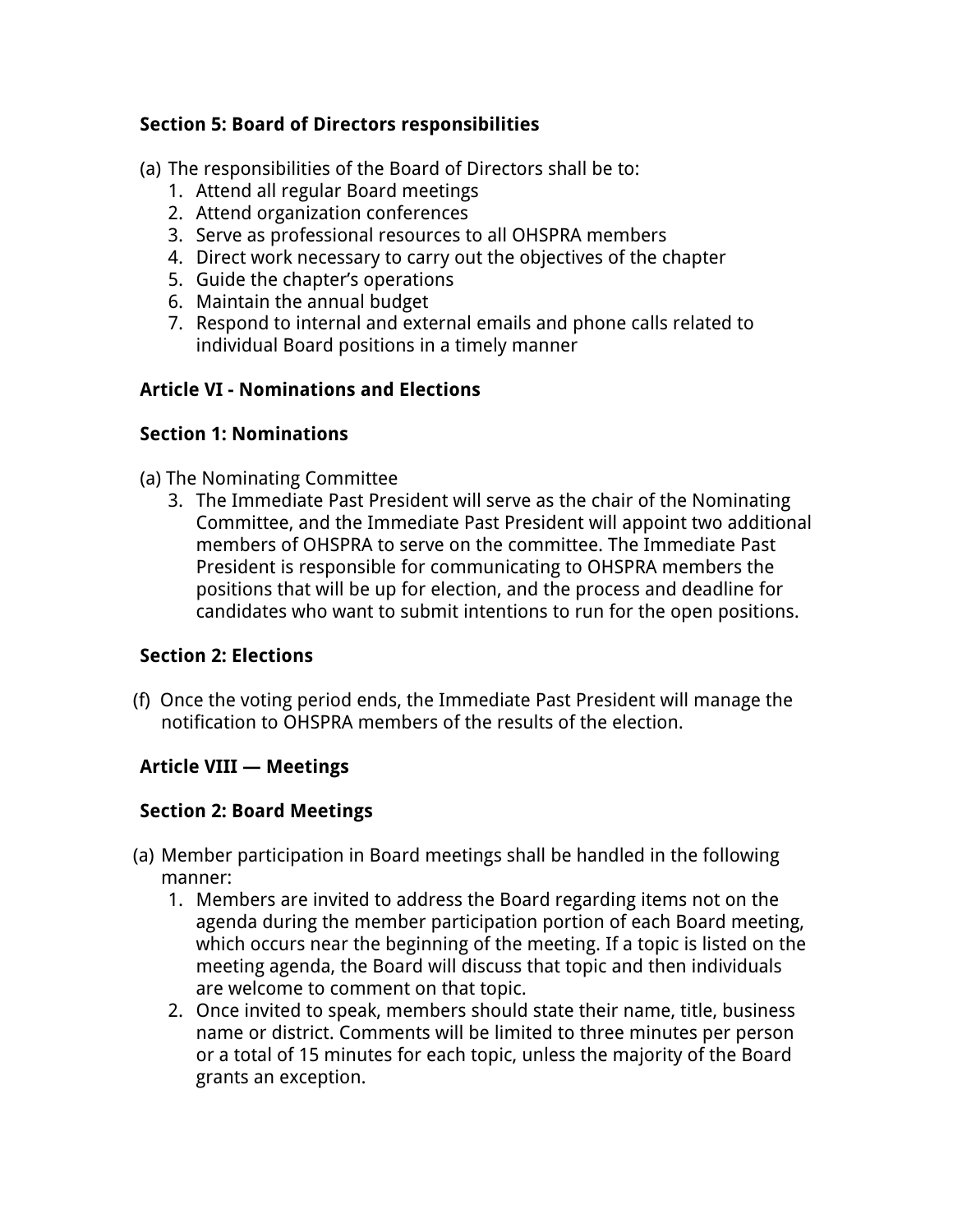**Section 5: Board of Directors responsibilities**

(a) The responsibilities of the Board of Directors shall be to:

1. Attend all regular Board meetings
2. Attend organization conferences
3. Serve as professional resources to all OHSPRA members
4. Direct work necessary to carry out the objectives of the chapter
5. Guide the chapter's operations
6. Maintain the annual budget
7. Respond to internal and external emails and phone calls related to individual Board positions in a timely manner

**Article VI - Nominations and Elections**

**Section 1: Nominations**

(a) The Nominating Committee

3. The Immediate Past President will serve as the chair of the Nominating Committee, and the Immediate Past President will appoint two additional members of OHSPRA to serve on the committee. The Immediate Past President is responsible for communicating to OHSPRA members the positions that will be up for election, and the process and deadline for candidates who want to submit intentions to run for the open positions.

**Section 2: Elections**

(f) Once the voting period ends, the Immediate Past President will manage the notification to OHSPRA members of the results of the election.

**Article VIII — Meetings**

**Section 2: Board Meetings**

(a) Member participation in Board meetings shall be handled in the following manner:

1. Members are invited to address the Board regarding items not on the agenda during the member participation portion of each Board meeting, which occurs near the beginning of the meeting. If a topic is listed on the meeting agenda, the Board will discuss that topic and then individuals are welcome to comment on that topic.
2. Once invited to speak, members should state their name, title, business name or district. Comments will be limited to three minutes per person or a total of 15 minutes for each topic, unless the majority of the Board grants an exception.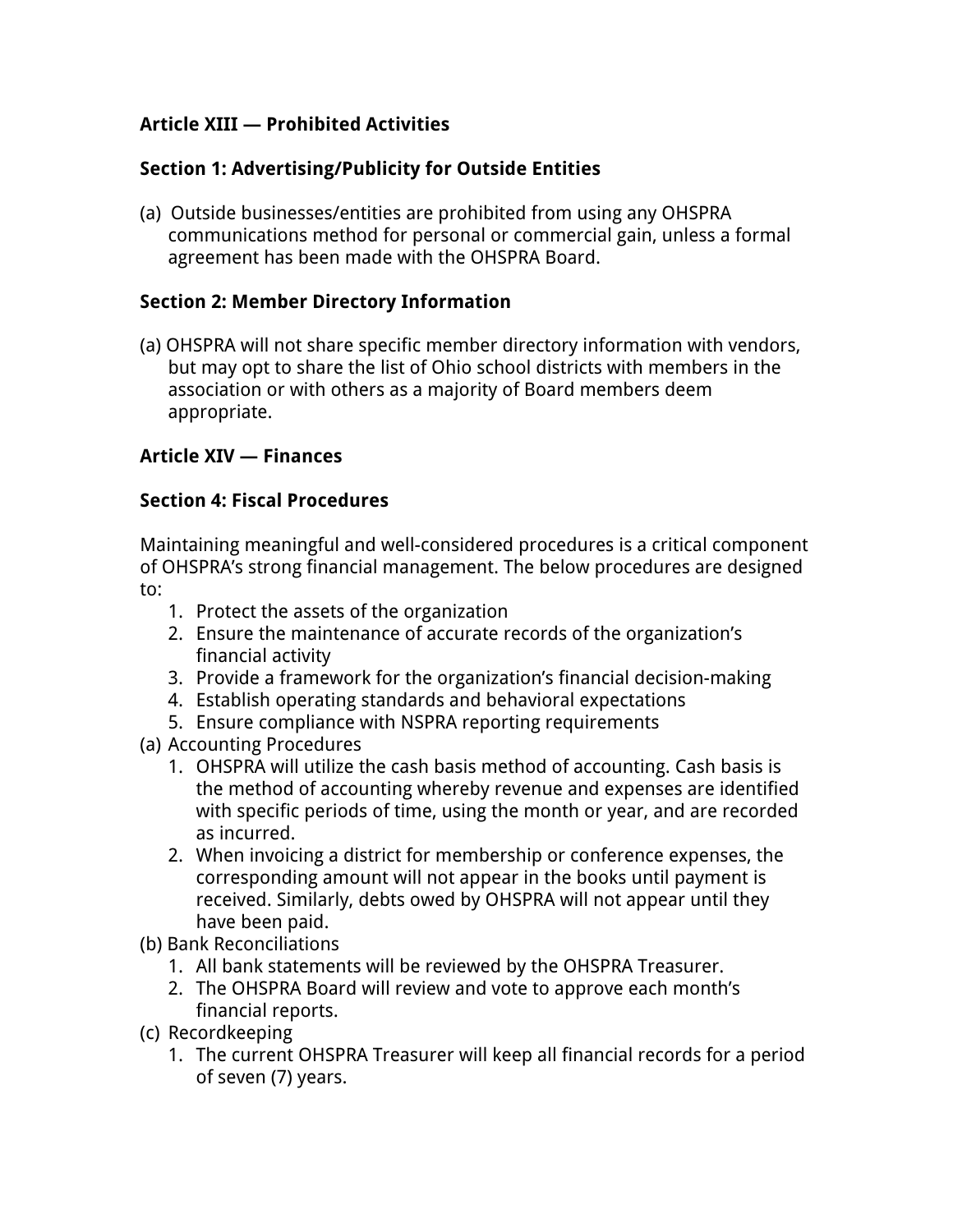**Article XIII — Prohibited Activities**

**Section 1: Advertising/Publicity for Outside Entities**

(a) Outside businesses/entities are prohibited from using any OHSPRA communications method for personal or commercial gain, unless a formal agreement has been made with the OHSPRA Board.

**Section 2: Member Directory Information**

(a) OHSPRA will not share specific member directory information with vendors, but may opt to share the list of Ohio school districts with members in the association or with others as a majority of Board members deem appropriate.

**Article XIV — Finances**

**Section 4: Fiscal Procedures**

Maintaining meaningful and well-considered procedures is a critical component of OHSPRA's strong financial management. The below procedures are designed to:

1. Protect the assets of the organization
2. Ensure the maintenance of accurate records of the organization's financial activity
3. Provide a framework for the organization's financial decision-making
4. Establish operating standards and behavioral expectations
5. Ensure compliance with NSPRA reporting requirements

(a) Accounting Procedures

1. OHSPRA will utilize the cash basis method of accounting. Cash basis is the method of accounting whereby revenue and expenses are identified with specific periods of time, using the month or year, and are recorded as incurred.
2. When invoicing a district for membership or conference expenses, the corresponding amount will not appear in the books until payment is received. Similarly, debts owed by OHSPRA will not appear until they have been paid.

(b) Bank Reconciliations

1. All bank statements will be reviewed by the OHSPRA Treasurer.
2. The OHSPRA Board will review and vote to approve each month's financial reports.

(c) Recordkeeping

1. The current OHSPRA Treasurer will keep all financial records for a period of seven (7) years.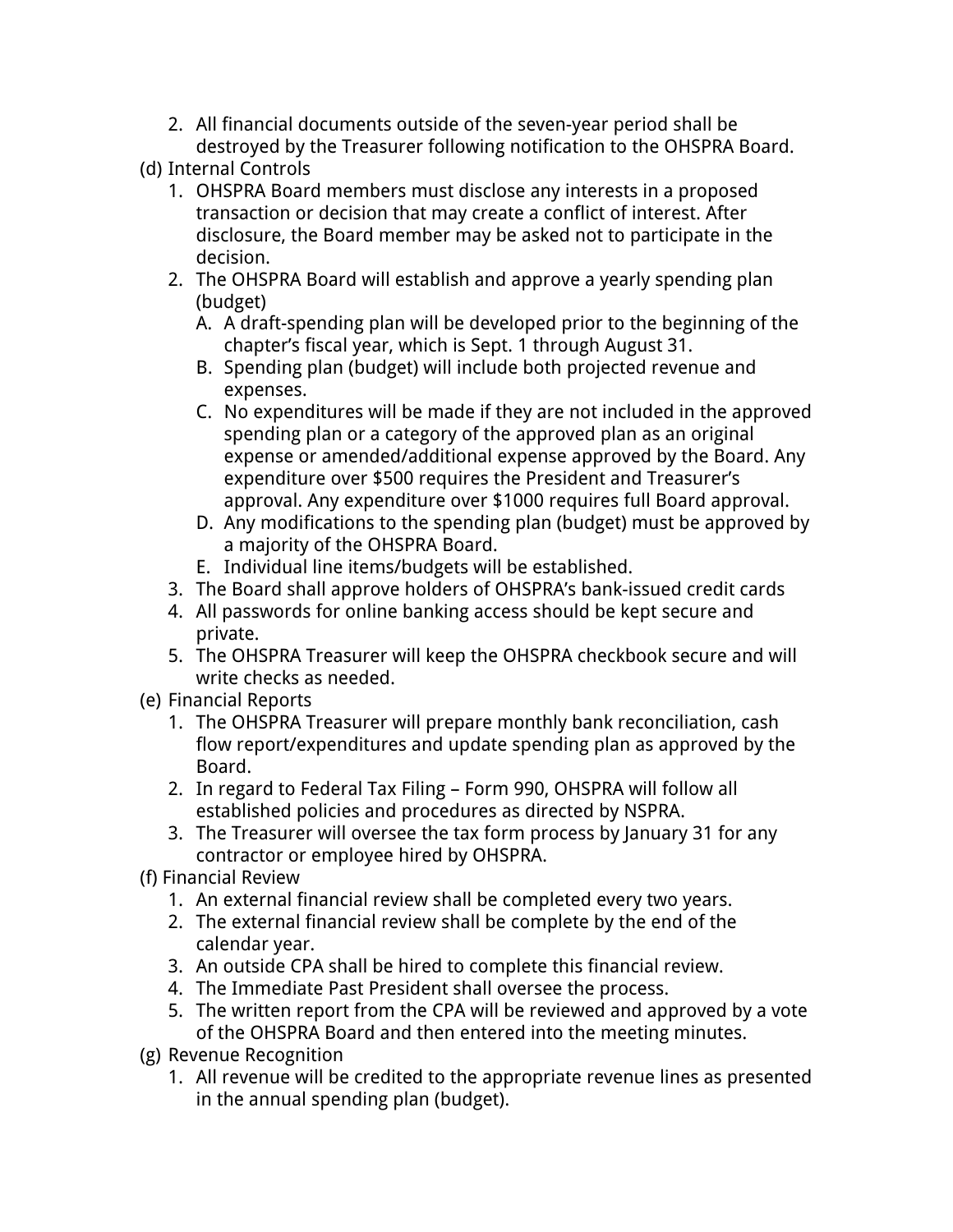2. All financial documents outside of the seven-year period shall be destroyed by the Treasurer following notification to the OHSPRA Board.

(d) Internal Controls

1. OHSPRA Board members must disclose any interests in a proposed transaction or decision that may create a conflict of interest. After disclosure, the Board member may be asked not to participate in the decision.
2. The OHSPRA Board will establish and approve a yearly spending plan (budget)
   - A. A draft-spending plan will be developed prior to the beginning of the chapter's fiscal year, which is Sept. 1 through August 31.
   - B. Spending plan (budget) will include both projected revenue and expenses.
   - C. No expenditures will be made if they are not included in the approved spending plan or a category of the approved plan as an original expense or amended/additional expense approved by the Board. Any expenditure over $500 requires the President and Treasurer's approval. Any expenditure over $1000 requires full Board approval.
   - D. Any modifications to the spending plan (budget) must be approved by a majority of the OHSPRA Board.
   - E. Individual line items/budgets will be established.
3. The Board shall approve holders of OHSPRA's bank-issued credit cards
4. All passwords for online banking access should be kept secure and private.
5. The OHSPRA Treasurer will keep the OHSPRA checkbook secure and will write checks as needed.

(e) Financial Reports

1. The OHSPRA Treasurer will prepare monthly bank reconciliation, cash flow report/expenditures and update spending plan as approved by the Board.
2. In regard to Federal Tax Filing – Form 990, OHSPRA will follow all established policies and procedures as directed by NSPRA.
3. The Treasurer will oversee the tax form process by January 31 for any contractor or employee hired by OHSPRA.

(f) Financial Review

1. An external financial review shall be completed every two years.
2. The external financial review shall be complete by the end of the calendar year.
3. An outside CPA shall be hired to complete this financial review.
4. The Immediate Past President shall oversee the process.
5. The written report from the CPA will be reviewed and approved by a vote of the OHSPRA Board and then entered into the meeting minutes.

(g) Revenue Recognition

1. All revenue will be credited to the appropriate revenue lines as presented in the annual spending plan (budget).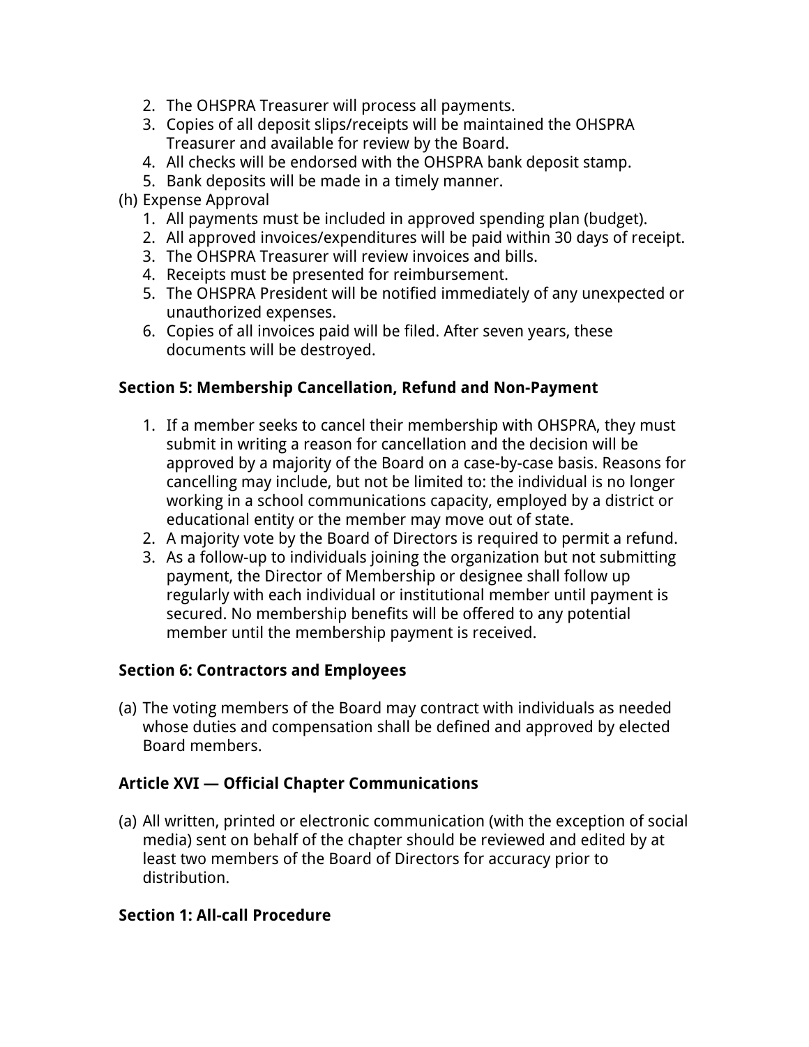2. The OHSPRA Treasurer will process all payments.
3. Copies of all deposit slips/receipts will be maintained the OHSPRA Treasurer and available for review by the Board.
4. All checks will be endorsed with the OHSPRA bank deposit stamp.
5. Bank deposits will be made in a timely manner.

(h) Expense Approval

1. All payments must be included in approved spending plan (budget).
2. All approved invoices/expenditures will be paid within 30 days of receipt.
3. The OHSPRA Treasurer will review invoices and bills.
4. Receipts must be presented for reimbursement.
5. The OHSPRA President will be notified immediately of any unexpected or unauthorized expenses.
6. Copies of all invoices paid will be filed. After seven years, these documents will be destroyed.

**Section 5: Membership Cancellation, Refund and Non-Payment**

1. If a member seeks to cancel their membership with OHSPRA, they must submit in writing a reason for cancellation and the decision will be approved by a majority of the Board on a case-by-case basis. Reasons for cancelling may include, but not be limited to: the individual is no longer working in a school communications capacity, employed by a district or educational entity or the member may move out of state.
2. A majority vote by the Board of Directors is required to permit a refund.
3. As a follow-up to individuals joining the organization but not submitting payment, the Director of Membership or designee shall follow up regularly with each individual or institutional member until payment is secured. No membership benefits will be offered to any potential member until the membership payment is received.

**Section 6: Contractors and Employees**

(a) The voting members of the Board may contract with individuals as needed whose duties and compensation shall be defined and approved by elected Board members.

**Article XVI — Official Chapter Communications**

(a) All written, printed or electronic communication (with the exception of social media) sent on behalf of the chapter should be reviewed and edited by at least two members of the Board of Directors for accuracy prior to distribution.

**Section 1: All-call Procedure**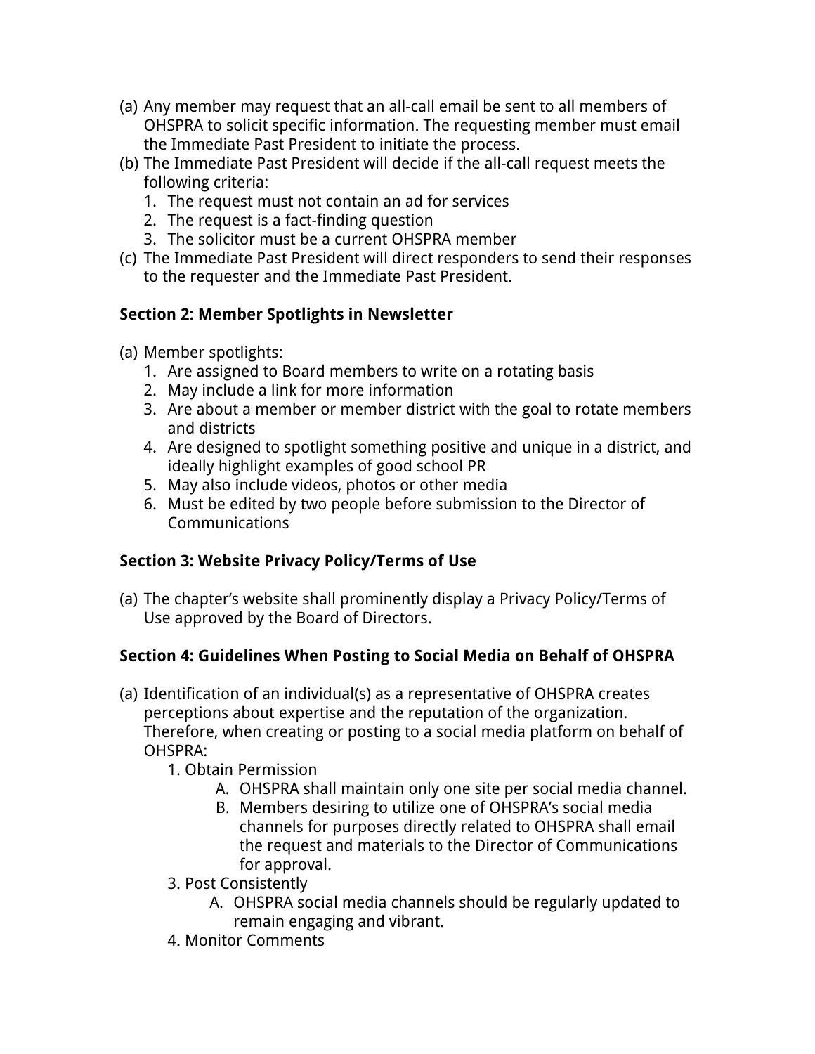(a) Any member may request that an all-call email be sent to all members of OHSPRA to solicit specific information. The requesting member must email the Immediate Past President to initiate the process.
(b) The Immediate Past President will decide if the all-call request meets the following criteria:
    1. The request must not contain an ad for services
    2. The request is a fact-finding question
    3. The solicitor must be a current OHSPRA member
(c) The Immediate Past President will direct responders to send their responses to the requester and the Immediate Past President.

**Section 2: Member Spotlights in Newsletter**

(a) Member spotlights:
    1. Are assigned to Board members to write on a rotating basis
    2. May include a link for more information
    3. Are about a member or member district with the goal to rotate members and districts
    4. Are designed to spotlight something positive and unique in a district, and ideally highlight examples of good school PR
    5. May also include videos, photos or other media
    6. Must be edited by two people before submission to the Director of Communications

**Section 3: Website Privacy Policy/Terms of Use**

(a) The chapter's website shall prominently display a Privacy Policy/Terms of Use approved by the Board of Directors.

**Section 4: Guidelines When Posting to Social Media on Behalf of OHSPRA**

(a) Identification of an individual(s) as a representative of OHSPRA creates perceptions about expertise and the reputation of the organization. Therefore, when creating or posting to a social media platform on behalf of OHSPRA:
    1. Obtain Permission
        A. OHSPRA shall maintain only one site per social media channel.
        B. Members desiring to utilize one of OHSPRA's social media channels for purposes directly related to OHSPRA shall email the request and materials to the Director of Communications for approval.
    3. Post Consistently
        A. OHSPRA social media channels should be regularly updated to remain engaging and vibrant.
    4. Monitor Comments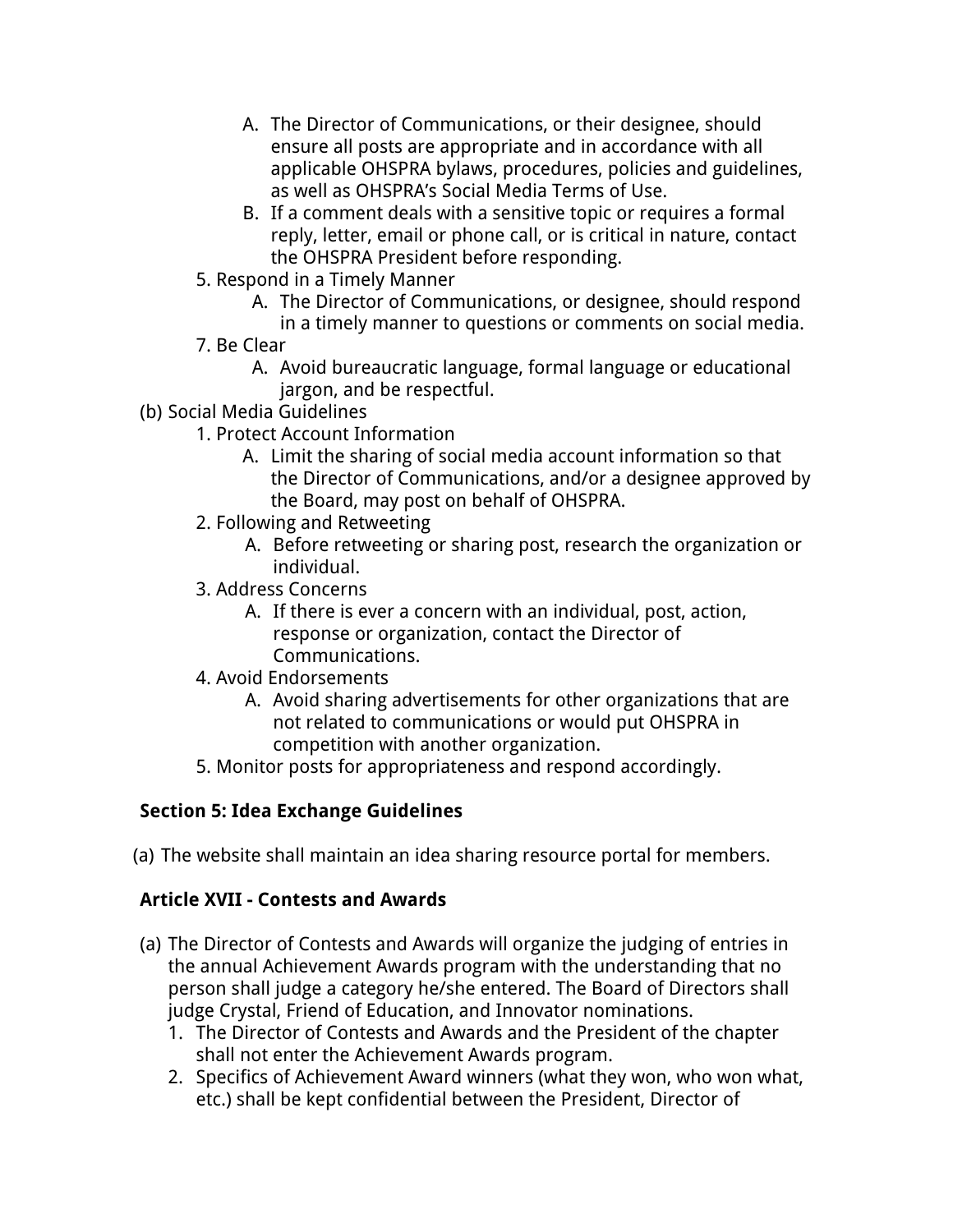- A. The Director of Communications, or their designee, should ensure all posts are appropriate and in accordance with all applicable OHSPRA bylaws, procedures, policies and guidelines, as well as OHSPRA's Social Media Terms of Use.
   - B. If a comment deals with a sensitive topic or requires a formal reply, letter, email or phone call, or is critical in nature, contact the OHSPRA President before responding.

5. Respond in a Timely Manner
   - A. The Director of Communications, or designee, should respond in a timely manner to questions or comments on social media.

7. Be Clear
   - A. Avoid bureaucratic language, formal language or educational jargon, and be respectful.

(b) Social Media Guidelines

1. Protect Account Information
   - A. Limit the sharing of social media account information so that the Director of Communications, and/or a designee approved by the Board, may post on behalf of OHSPRA.
2. Following and Retweeting
   - A. Before retweeting or sharing post, research the organization or individual.
3. Address Concerns
   - A. If there is ever a concern with an individual, post, action, response or organization, contact the Director of Communications.
4. Avoid Endorsements
   - A. Avoid sharing advertisements for other organizations that are not related to communications or would put OHSPRA in competition with another organization.
5. Monitor posts for appropriateness and respond accordingly.

**Section 5: Idea Exchange Guidelines**

(a) The website shall maintain an idea sharing resource portal for members.

**Article XVII - Contests and Awards**

(a) The Director of Contests and Awards will organize the judging of entries in the annual Achievement Awards program with the understanding that no person shall judge a category he/she entered. The Board of Directors shall judge Crystal, Friend of Education, and Innovator nominations.

1. The Director of Contests and Awards and the President of the chapter shall not enter the Achievement Awards program.
2. Specifics of Achievement Award winners (what they won, who won what, etc.) shall be kept confidential between the President, Director of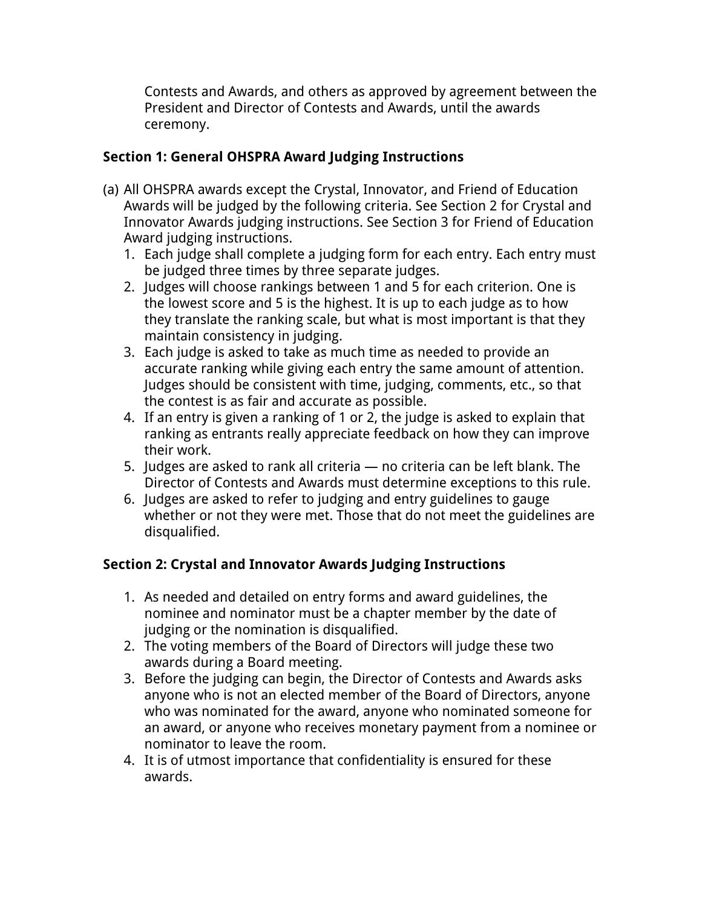Contests and Awards, and others as approved by agreement between the President and Director of Contests and Awards, until the awards ceremony.

**Section 1: General OHSPRA Award Judging Instructions**

(a) All OHSPRA awards except the Crystal, Innovator, and Friend of Education Awards will be judged by the following criteria. See Section 2 for Crystal and Innovator Awards judging instructions. See Section 3 for Friend of Education Award judging instructions.

1. Each judge shall complete a judging form for each entry. Each entry must be judged three times by three separate judges.
2. Judges will choose rankings between 1 and 5 for each criterion. One is the lowest score and 5 is the highest. It is up to each judge as to how they translate the ranking scale, but what is most important is that they maintain consistency in judging.
3. Each judge is asked to take as much time as needed to provide an accurate ranking while giving each entry the same amount of attention. Judges should be consistent with time, judging, comments, etc., so that the contest is as fair and accurate as possible.
4. If an entry is given a ranking of 1 or 2, the judge is asked to explain that ranking as entrants really appreciate feedback on how they can improve their work.
5. Judges are asked to rank all criteria — no criteria can be left blank. The Director of Contests and Awards must determine exceptions to this rule.
6. Judges are asked to refer to judging and entry guidelines to gauge whether or not they were met. Those that do not meet the guidelines are disqualified.

**Section 2: Crystal and Innovator Awards Judging Instructions**

1. As needed and detailed on entry forms and award guidelines, the nominee and nominator must be a chapter member by the date of judging or the nomination is disqualified.
2. The voting members of the Board of Directors will judge these two awards during a Board meeting.
3. Before the judging can begin, the Director of Contests and Awards asks anyone who is not an elected member of the Board of Directors, anyone who was nominated for the award, anyone who nominated someone for an award, or anyone who receives monetary payment from a nominee or nominator to leave the room.
4. It is of utmost importance that confidentiality is ensured for these awards.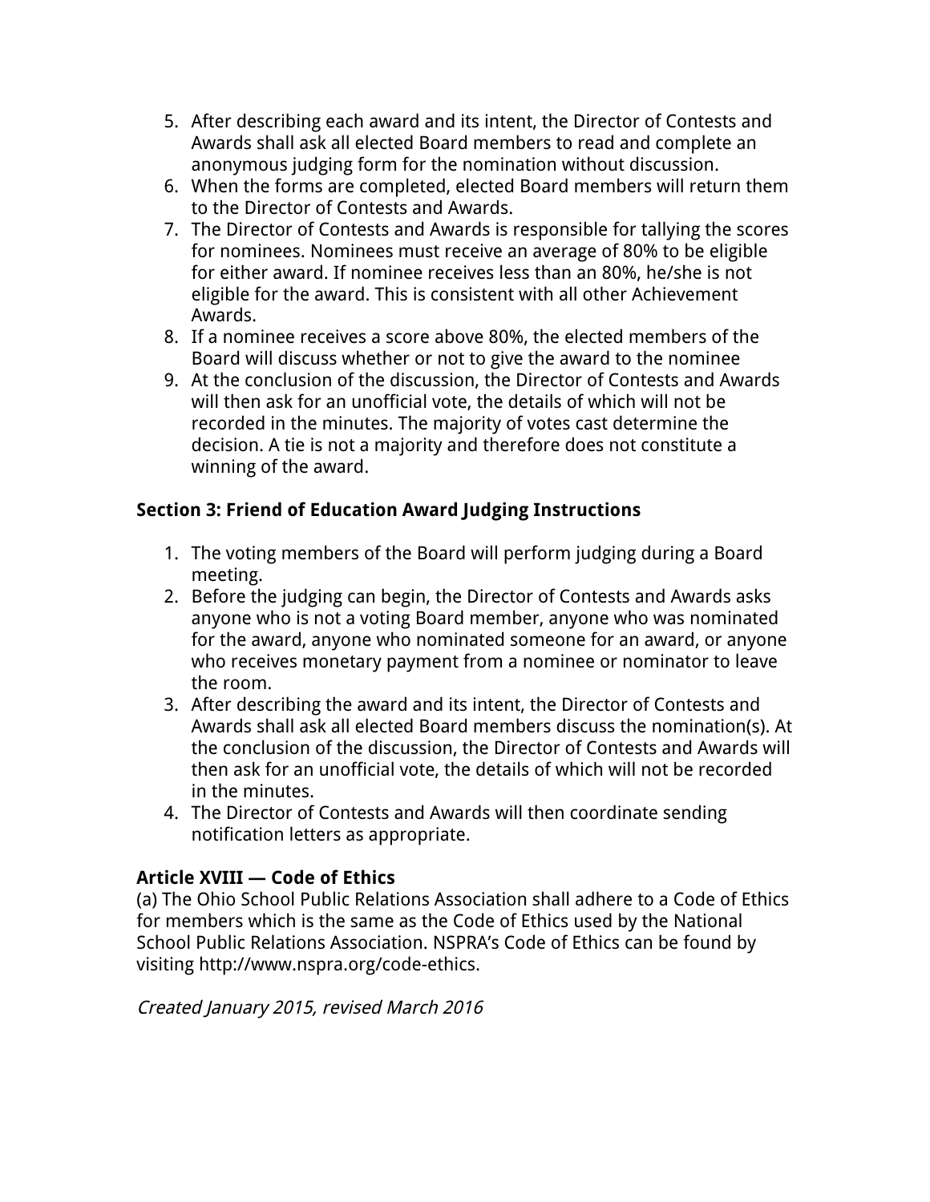5. After describing each award and its intent, the Director of Contests and Awards shall ask all elected Board members to read and complete an anonymous judging form for the nomination without discussion.
6. When the forms are completed, elected Board members will return them to the Director of Contests and Awards.
7. The Director of Contests and Awards is responsible for tallying the scores for nominees. Nominees must receive an average of 80% to be eligible for either award. If nominee receives less than an 80%, he/she is not eligible for the award. This is consistent with all other Achievement Awards.
8. If a nominee receives a score above 80%, the elected members of the Board will discuss whether or not to give the award to the nominee
9. At the conclusion of the discussion, the Director of Contests and Awards will then ask for an unofficial vote, the details of which will not be recorded in the minutes. The majority of votes cast determine the decision. A tie is not a majority and therefore does not constitute a winning of the award.

**Section 3: Friend of Education Award Judging Instructions**

1. The voting members of the Board will perform judging during a Board meeting.
2. Before the judging can begin, the Director of Contests and Awards asks anyone who is not a voting Board member, anyone who was nominated for the award, anyone who nominated someone for an award, or anyone who receives monetary payment from a nominee or nominator to leave the room.
3. After describing the award and its intent, the Director of Contests and Awards shall ask all elected Board members discuss the nomination(s). At the conclusion of the discussion, the Director of Contests and Awards will then ask for an unofficial vote, the details of which will not be recorded in the minutes.
4. The Director of Contests and Awards will then coordinate sending notification letters as appropriate.

**Article XVIII — Code of Ethics**

(a) The Ohio School Public Relations Association shall adhere to a Code of Ethics for members which is the same as the Code of Ethics used by the National School Public Relations Association. NSPRA's Code of Ethics can be found by visiting http://www.nspra.org/code-ethics.

*Created January 2015, revised March 2016*